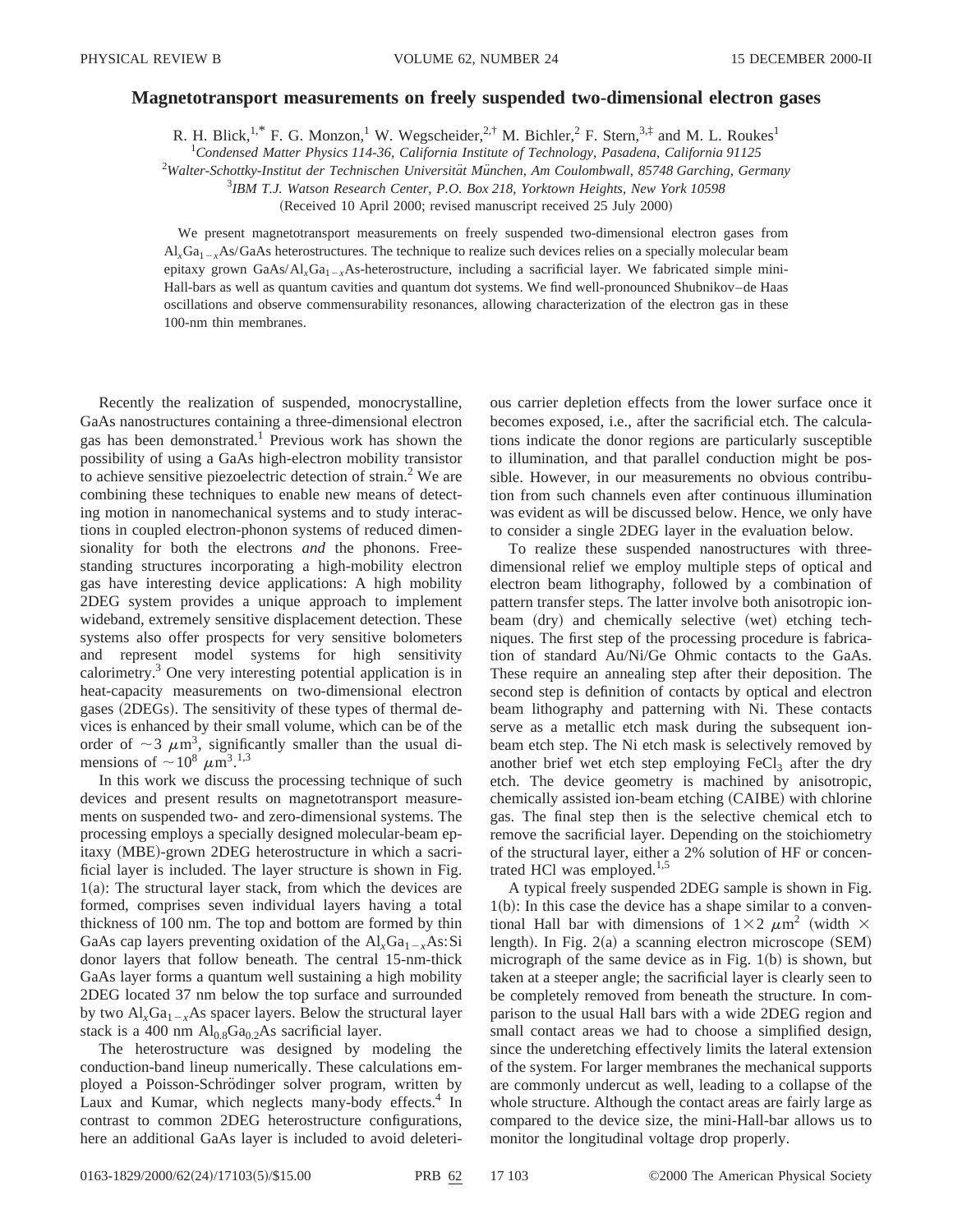# Magnetotransport measurements on freely suspended two-dimensional electron gases

R. H. Blick,[1,*] F. G. Monzon,[1] W. Wegscheider,[2,†] M. Bichler,[2] F. Stern,[3,‡] and M. L. Roukes[1]

[1]*Condensed Matter Physics 114-36, California Institute of Technology, Pasadena, California 91125*

[2]*Walter-Schottky-Institut der Technischen Universität München, Am Coulombwall, 85748 Garching, Germany*

[3]*IBM T.J. Watson Research Center, P.O. Box 218, Yorktown Heights, New York 10598*

(Received 10 April 2000; revised manuscript received 25 July 2000)

We present magnetotransport measurements on freely suspended two-dimensional electron gases from $Al_xGa_{1-x}As/GaAs$ heterostructures. The technique to realize such devices relies on a specially molecular beam epitaxy grown $GaAs/Al_xGa_{1-x}As$-heterostructure, including a sacrificial layer. We fabricated simple mini-Hall-bars as well as quantum cavities and quantum dot systems. We find well-pronounced Shubnikov–de Haas oscillations and observe commensurability resonances, allowing characterization of the electron gas in these 100-nm thin membranes.

Recently the realization of suspended, monocrystalline, GaAs nanostructures containing a three-dimensional electron gas has been demonstrated.[1] Previous work has shown the possibility of using a GaAs high-electron mobility transistor to achieve sensitive piezoelectric detection of strain.[2] We are combining these techniques to enable new means of detecting motion in nanomechanical systems and to study interactions in coupled electron-phonon systems of reduced dimensionality for both the electrons *and* the phonons. Free-standing structures incorporating a high-mobility electron gas have interesting device applications: A high mobility 2DEG system provides a unique approach to implement wideband, extremely sensitive displacement detection. These systems also offer prospects for very sensitive bolometers and represent model systems for high sensitivity calorimetry.[3] One very interesting potential application is in heat-capacity measurements on two-dimensional electron gases (2DEGs). The sensitivity of these types of thermal devices is enhanced by their small volume, which can be of the order of $\sim 3\ \mu m^3$, significantly smaller than the usual dimensions of $\sim 10^8\ \mu m^3$.[1,3]

In this work we discuss the processing technique of such devices and present results on magnetotransport measurements on suspended two- and zero-dimensional systems. The processing employs a specially designed molecular-beam epitaxy (MBE)-grown 2DEG heterostructure in which a sacrificial layer is included. The layer structure is shown in Fig. 1(a): The structural layer stack, from which the devices are formed, comprises seven individual layers having a total thickness of 100 nm. The top and bottom are formed by thin GaAs cap layers preventing oxidation of the $Al_xGa_{1-x}As$:Si donor layers that follow beneath. The central 15-nm-thick GaAs layer forms a quantum well sustaining a high mobility 2DEG located 37 nm below the top surface and surrounded by two $Al_xGa_{1-x}As$ spacer layers. Below the structural layer stack is a 400 nm $Al_{0.8}Ga_{0.2}As$ sacrificial layer.

The heterostructure was designed by modeling the conduction-band lineup numerically. These calculations employed a Poisson-Schrödinger solver program, written by Laux and Kumar, which neglects many-body effects.[4] In contrast to common 2DEG heterostructure configurations, here an additional GaAs layer is included to avoid deleterious carrier depletion effects from the lower surface once it becomes exposed, i.e., after the sacrificial etch. The calculations indicate the donor regions are particularly susceptible to illumination, and that parallel conduction might be possible. However, in our measurements no obvious contribution from such channels even after continuous illumination was evident as will be discussed below. Hence, we only have to consider a single 2DEG layer in the evaluation below.

To realize these suspended nanostructures with three-dimensional relief we employ multiple steps of optical and electron beam lithography, followed by a combination of pattern transfer steps. The latter involve both anisotropic ion-beam (dry) and chemically selective (wet) etching techniques. The first step of the processing procedure is fabrication of standard Au/Ni/Ge Ohmic contacts to the GaAs. These require an annealing step after their deposition. The second step is definition of contacts by optical and electron beam lithography and patterning with Ni. These contacts serve as a metallic etch mask during the subsequent ion-beam etch step. The Ni etch mask is selectively removed by another brief wet etch step employing $FeCl_3$ after the dry etch. The device geometry is machined by anisotropic, chemically assisted ion-beam etching (CAIBE) with chlorine gas. The final step then is the selective chemical etch to remove the sacrificial layer. Depending on the stoichiometry of the structural layer, either a 2% solution of HF or concentrated HCl was employed.[1,5]

A typical freely suspended 2DEG sample is shown in Fig. 1(b): In this case the device has a shape similar to a conventional Hall bar with dimensions of $1\times 2\ \mu m^2$ (width $\times$ length). In Fig. 2(a) a scanning electron microscope (SEM) micrograph of the same device as in Fig. 1(b) is shown, but taken at a steeper angle; the sacrificial layer is clearly seen to be completely removed from beneath the structure. In comparison to the usual Hall bars with a wide 2DEG region and small contact areas we had to choose a simplified design, since the underetching effectively limits the lateral extension of the system. For larger membranes the mechanical supports are commonly undercut as well, leading to a collapse of the whole structure. Although the contact areas are fairly large as compared to the device size, the mini-Hall-bar allows us to monitor the longitudinal voltage drop properly.

0163-1829/2000/62(24)/17103(5)/$15.00 ©2000 The American Physical Society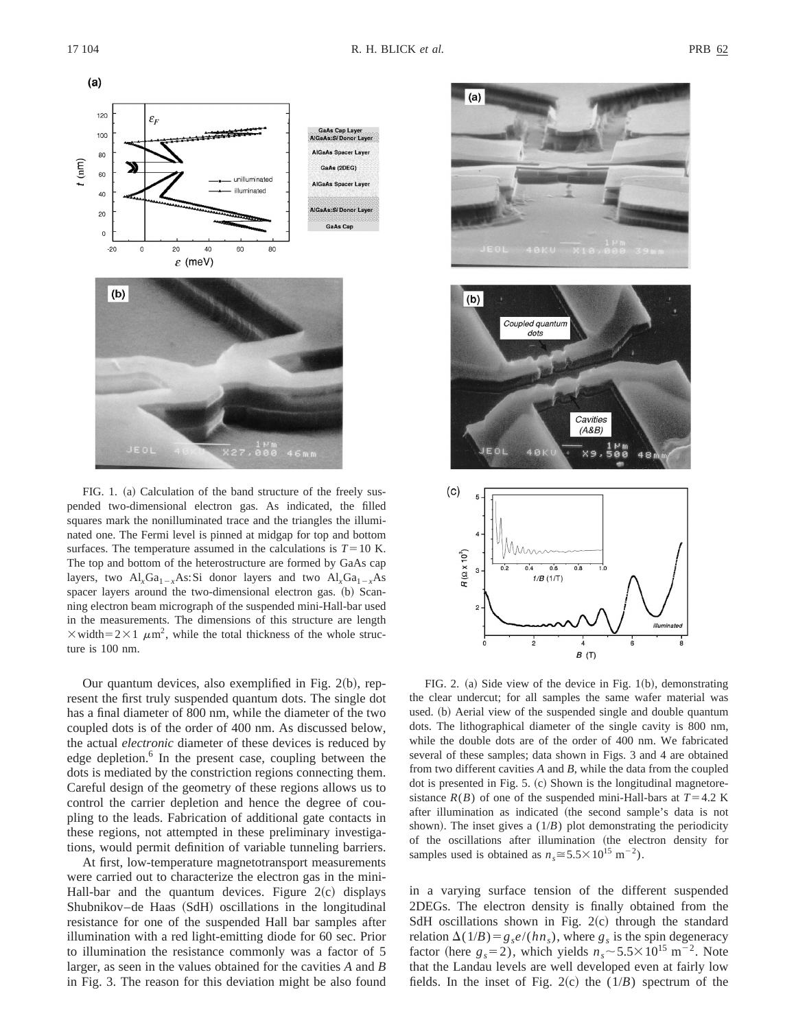FIG. 1. (a) Calculation of the band structure of the freely suspended two-dimensional electron gas. As indicated, the filled squares mark the nonilluminated trace and the triangles the illuminated one. The Fermi level is pinned at midgap for top and bottom surfaces. The temperature assumed in the calculations is $T = 10$ K. The top and bottom of the heterostructure are formed by GaAs cap layers, two $Al_xGa_{1-x}As$:Si donor layers and two $Al_xGa_{1-x}As$ spacer layers around the two-dimensional electron gas. (b) Scanning electron beam micrograph of the suspended mini-Hall-bar used in the measurements. The dimensions of this structure are length $\times$width$=2\times1$ $\mu m^2$, while the total thickness of the whole structure is 100 nm.

FIG. 2. (a) Side view of the device in Fig. 1(b), demonstrating the clear undercut; for all samples the same wafer material was used. (b) Aerial view of the suspended single and double quantum dots. The lithographical diameter of the single cavity is 800 nm, while the double dots are of the order of 400 nm. We fabricated several of these samples; data shown in Figs. 3 and 4 are obtained from two different cavities *A* and *B*, while the data from the coupled dot is presented in Fig. 5. (c) Shown is the longitudinal magnetoresistance $R(B)$ of one of the suspended mini-Hall-bars at $T = 4.2$ K after illumination as indicated (the second sample's data is not shown). The inset gives a $(1/B)$ plot demonstrating the periodicity of the oscillations after illumination (the electron density for samples used is obtained as $n_s \cong 5.5\times10^{15}$ m$^{-2}$).

Our quantum devices, also exemplified in Fig. 2(b), represent the first truly suspended quantum dots. The single dot has a final diameter of 800 nm, while the diameter of the two coupled dots is of the order of 400 nm. As discussed below, the actual *electronic* diameter of these devices is reduced by edge depletion.[6] In the present case, coupling between the dots is mediated by the constriction regions connecting them. Careful design of the geometry of these regions allows us to control the carrier depletion and hence the degree of coupling to the leads. Fabrication of additional gate contacts in these regions, not attempted in these preliminary investigations, would permit definition of variable tunneling barriers.

At first, low-temperature magnetotransport measurements were carried out to characterize the electron gas in the mini-Hall-bar and the quantum devices. Figure 2(c) displays Shubnikov–de Haas (SdH) oscillations in the longitudinal resistance for one of the suspended Hall bar samples after illumination with a red light-emitting diode for 60 sec. Prior to illumination the resistance commonly was a factor of 5 larger, as seen in the values obtained for the cavities *A* and *B* in Fig. 3. The reason for this deviation might be also found in a varying surface tension of the different suspended 2DEGs. The electron density is finally obtained from the SdH oscillations shown in Fig. 2(c) through the standard relation $\Delta(1/B) = g_s e/(h n_s)$, where $g_s$ is the spin degeneracy factor (here $g_s = 2$), which yields $n_s \sim 5.5\times10^{15}$ m$^{-2}$. Note that the Landau levels are well developed even at fairly low fields. In the inset of Fig. 2(c) the $(1/B)$ spectrum of the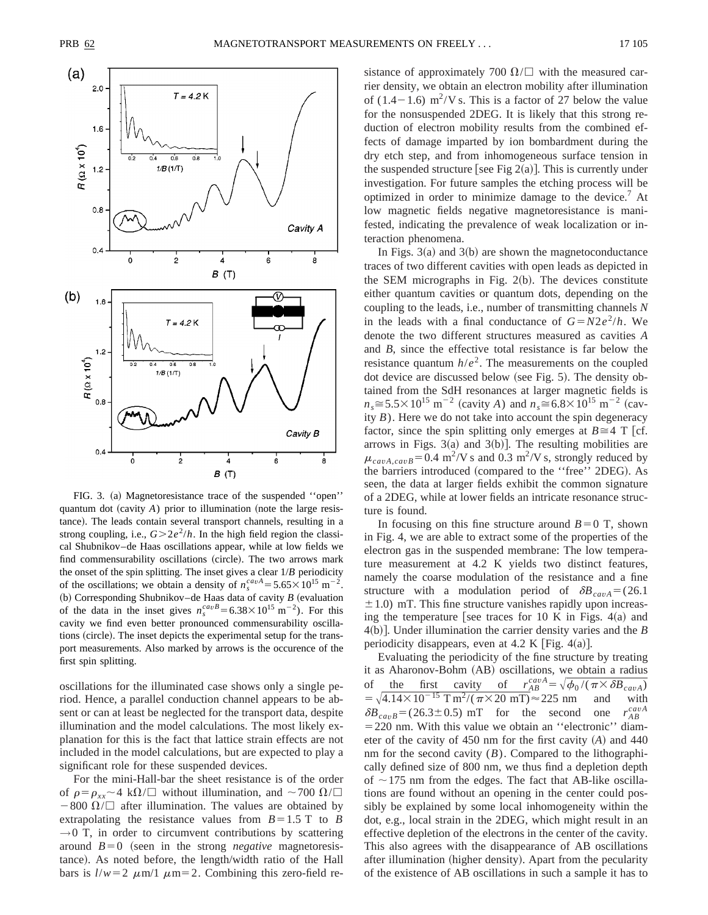FIG. 3. (a) Magnetoresistance trace of the suspended ''open'' quantum dot (cavity $A$) prior to illumination (note the large resistance). The leads contain several transport channels, resulting in a strong coupling, i.e., $G > 2e^2/h$. In the high field region the classical Shubnikov–de Haas oscillations appear, while at low fields we find commensurability oscillations (circle). The two arrows mark the onset of the spin splitting. The inset gives a clear $1/B$ periodicity of the oscillations; we obtain a density of $n_s^{cavA} = 5.65 \times 10^{15}\ \mathrm{m}^{-2}$. (b) Corresponding Shubnikov–de Haas data of cavity $B$ (evaluation of the data in the inset gives $n_s^{cavB} = 6.38 \times 10^{15}\ \mathrm{m}^{-2}$). For this cavity we find even better pronounced commensurability oscillations (circle). The inset depicts the experimental setup for the transport measurements. Also marked by arrows is the occurence of the first spin splitting.

oscillations for the illuminated case shows only a single period. Hence, a parallel conduction channel appears to be absent or can at least be neglected for the transport data, despite illumination and the model calculations. The most likely explanation for this is the fact that lattice strain effects are not included in the model calculations, but are expected to play a significant role for these suspended devices.

For the mini-Hall-bar the sheet resistance is of the order of $\rho = \rho_{xx} \sim 4\ \mathrm{k}\Omega/\square$ without illumination, and $\sim 700\ \Omega/\square - 800\ \Omega/\square$ after illumination. The values are obtained by extrapolating the resistance values from $B = 1.5$ T to $B \to 0$ T, in order to circumvent contributions by scattering around $B = 0$ (seen in the strong *negative* magnetoresistance). As noted before, the length/width ratio of the Hall bars is $l/w = 2\ \mu\mathrm{m}/1\ \mu\mathrm{m} = 2$. Combining this zero-field resistance of approximately 700 $\Omega/\square$ with the measured carrier density, we obtain an electron mobility after illumination of $(1.4-1.6)\ \mathrm{m}^2/\mathrm{V\,s}$. This is a factor of 27 below the value for the nonsuspended 2DEG. It is likely that this strong reduction of electron mobility results from the combined effects of damage imparted by ion bombardment during the dry etch step, and from inhomogeneous surface tension in the suspended structure [see Fig 2(a)]. This is currently under investigation. For future samples the etching process will be optimized in order to minimize damage to the device.[7] At low magnetic fields negative magnetoresistance is manifested, indicating the prevalence of weak localization or interaction phenomena.

In Figs. 3(a) and 3(b) are shown the magnetoconductance traces of two different cavities with open leads as depicted in the SEM micrographs in Fig. 2(b). The devices constitute either quantum cavities or quantum dots, depending on the coupling to the leads, i.e., number of transmitting channels $N$ in the leads with a final conductance of $G = N2e^2/h$. We denote the two different structures measured as cavities $A$ and $B$, since the effective total resistance is far below the resistance quantum $h/e^2$. The measurements on the coupled dot device are discussed below (see Fig. 5). The density obtained from the SdH resonances at larger magnetic fields is $n_s \cong 5.5 \times 10^{15}\ \mathrm{m}^{-2}$ (cavity $A$) and $n_s \cong 6.8 \times 10^{15}\ \mathrm{m}^{-2}$ (cavity $B$). Here we do not take into account the spin degeneracy factor, since the spin splitting only emerges at $B \cong 4$ T [cf. arrows in Figs. 3(a) and 3(b)]. The resulting mobilities are $\mu_{cavA,cavB} = 0.4\ \mathrm{m}^2/\mathrm{V\,s}$ and $0.3\ \mathrm{m}^2/\mathrm{V\,s}$, strongly reduced by the barriers introduced (compared to the ''free'' 2DEG). As seen, the data at larger fields exhibit the common signature of a 2DEG, while at lower fields an intricate resonance structure is found.

In focusing on this fine structure around $B = 0$ T, shown in Fig. 4, we are able to extract some of the properties of the electron gas in the suspended membrane: The low temperature measurement at 4.2 K yields two distinct features, namely the coarse modulation of the resistance and a fine structure with a modulation period of $\delta B_{cavA} = (26.1 \pm 1.0)$ mT. This fine structure vanishes rapidly upon increasing the temperature [see traces for 10 K in Figs. 4(a) and 4(b)]. Under illumination the carrier density varies and the $B$ periodicity disappears, even at 4.2 K [Fig. 4(a)].

Evaluating the periodicity of the fine structure by treating it as Aharonov-Bohm (AB) oscillations, we obtain a radius of the first cavity of $r_{AB}^{cavA} = \sqrt{\phi_0/(\pi \times \delta B_{cavA})} = \sqrt{4.14 \times 10^{-15}\ \mathrm{T\,m}^2/(\pi \times 20\ \mathrm{mT})} \approx 225$ nm and with $\delta B_{cavB} = (26.3 \pm 0.5)$ mT for the second one $r_{AB}^{cavA} = 220$ nm. With this value we obtain an ''electronic'' diameter of the cavity of 450 nm for the first cavity ($A$) and 440 nm for the second cavity ($B$). Compared to the lithographically defined size of 800 nm, we thus find a depletion depth of $\sim 175$ nm from the edges. The fact that AB-like oscillations are found without an opening in the center could possibly be explained by some local inhomogeneity within the dot, e.g., local strain in the 2DEG, which might result in an effective depletion of the electrons in the center of the cavity. This also agrees with the disappearance of AB oscillations after illumination (higher density). Apart from the pecularity of the existence of AB oscillations in such a sample it has to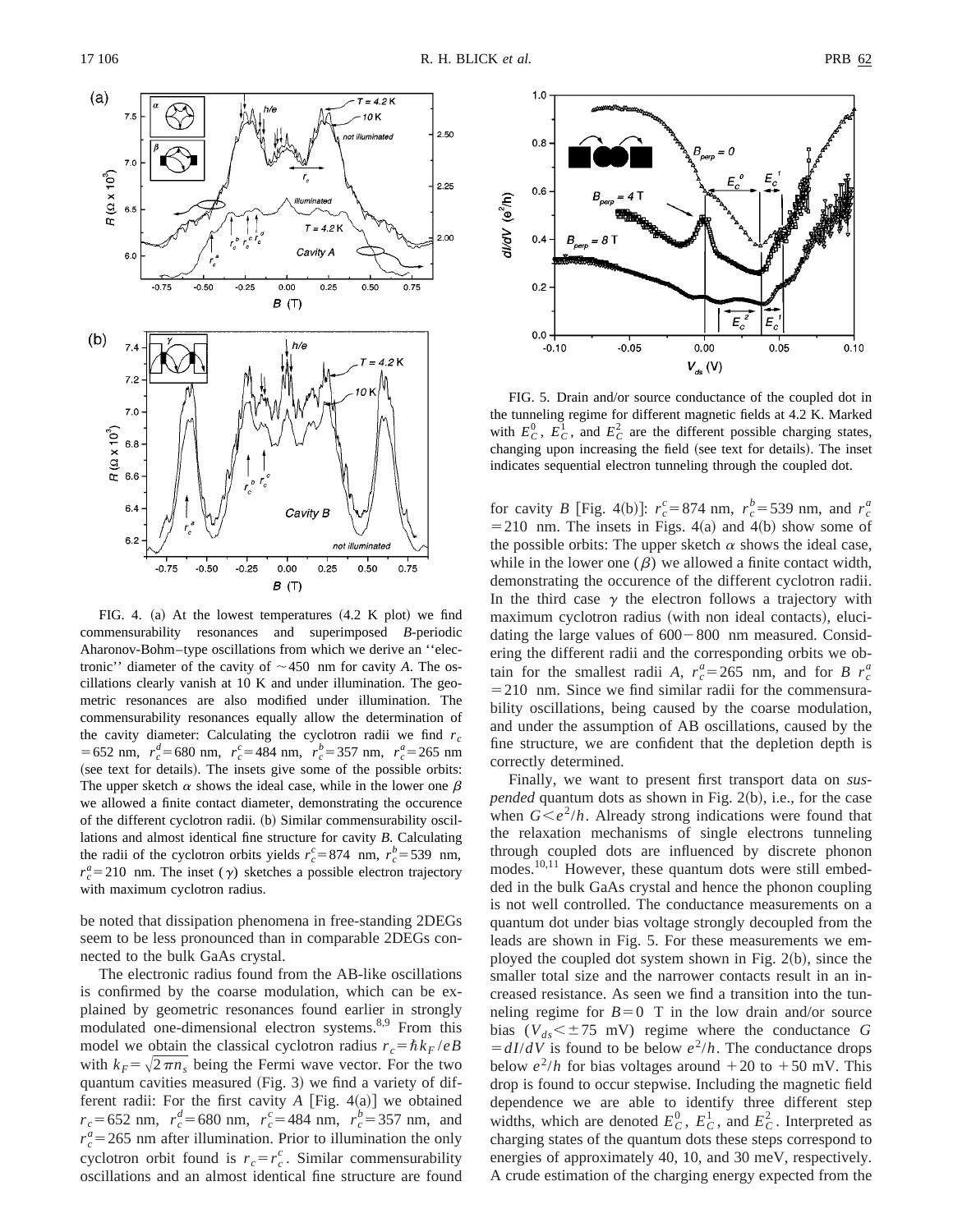(a)

$\alpha$

$\beta$

h/e

T = 4.2 K

10 K

not illuminated

$r_c$

illuminated

T = 4.2 K

$r_c^b$ $r_c^c$ $r_c^d$

$r_c^a$

Cavity A

R (Ω x 10³)

B (T)

(b)

$\gamma$

h/e

T = 4.2 K

10 K

$r_c^b$ $r_c^c$

$r_c^a$

Cavity B

not illuminated

R (Ω x 10³)

B (T)

FIG. 4. (a) At the lowest temperatures (4.2 K plot) we find commensurability resonances and superimposed $B$-periodic Aharonov-Bohm–type oscillations from which we derive an ''electronic'' diameter of the cavity of $\sim 450$ nm for cavity $A$. The oscillations clearly vanish at 10 K and under illumination. The geometric resonances are also modified under illumination. The commensurability resonances equally allow the determination of the cavity diameter: Calculating the cyclotron radii we find $r_c = 652$ nm, $r_c^d = 680$ nm, $r_c^c = 484$ nm, $r_c^b = 357$ nm, $r_c^a = 265$ nm (see text for details). The insets give some of the possible orbits: The upper sketch $\alpha$ shows the ideal case, while in the lower one $\beta$ we allowed a finite contact diameter, demonstrating the occurence of the different cyclotron radii. (b) Similar commensurability oscillations and almost identical fine structure for cavity $B$. Calculating the radii of the cyclotron orbits yields $r_c^c = 874$ nm, $r_c^b = 539$ nm, $r_c^a = 210$ nm. The inset ($\gamma$) sketches a possible electron trajectory with maximum cyclotron radius.

be noted that dissipation phenomena in free-standing 2DEGs seem to be less pronounced than in comparable 2DEGs connected to the bulk GaAs crystal.

The electronic radius found from the AB-like oscillations is confirmed by the coarse modulation, which can be explained by geometric resonances found earlier in strongly modulated one-dimensional electron systems.[8,9] From this model we obtain the classical cyclotron radius $r_c = \hbar k_F / eB$ with $k_F = \sqrt{2\pi n_s}$ being the Fermi wave vector. For the two quantum cavities measured (Fig. 3) we find a variety of different radii: For the first cavity $A$ [Fig. 4(a)] we obtained $r_c = 652$ nm, $r_c^d = 680$ nm, $r_c^c = 484$ nm, $r_c^b = 357$ nm, and $r_c^a = 265$ nm after illumination. Prior to illumination the only cyclotron orbit found is $r_c = r_c^c$. Similar commensurability oscillations and an almost identical fine structure are found for cavity $B$ [Fig. 4(b)]: $r_c^c = 874$ nm, $r_c^b = 539$ nm, and $r_c^a = 210$ nm. The insets in Figs. 4(a) and 4(b) show some of the possible orbits: The upper sketch $\alpha$ shows the ideal case, while in the lower one ($\beta$) we allowed a finite contact width, demonstrating the occurence of the different cyclotron radii. In the third case $\gamma$ the electron follows a trajectory with maximum cyclotron radius (with non ideal contacts), elucidating the large values of 600–800 nm measured. Considering the different radii and the corresponding orbits we obtain for the smallest radii $A$, $r_c^a = 265$ nm, and for $B$ $r_c^a = 210$ nm. Since we find similar radii for the commensurability oscillations, being caused by the coarse modulation, and under the assumption of AB oscillations, caused by the fine structure, we are confident that the depletion depth is correctly determined.

$B_{perp} = 0$

$E_c^0$ $E_c^1$

$B_{perp} = 4$ T

$B_{perp} = 8$ T

$E_c^2$ $E_c^1$

dI/dV (e²/h)

$V_{ds}$ (V)

FIG. 5. Drain and/or source conductance of the coupled dot in the tunneling regime for different magnetic fields at 4.2 K. Marked with $E_C^0$, $E_C^1$, and $E_C^2$ are the different possible charging states, changing upon increasing the field (see text for details). The inset indicates sequential electron tunneling through the coupled dot.

Finally, we want to present first transport data on *suspended* quantum dots as shown in Fig. 2(b), i.e., for the case when $G < e^2/h$. Already strong indications were found that the relaxation mechanisms of single electrons tunneling through coupled dots are influenced by discrete phonon modes.[10,11] However, these quantum dots were still embedded in the bulk GaAs crystal and hence the phonon coupling is not well controlled. The conductance measurements on a quantum dot under bias voltage strongly decoupled from the leads are shown in Fig. 5. For these measurements we employed the coupled dot system shown in Fig. 2(b), since the smaller total size and the narrower contacts result in an increased resistance. As seen we find a transition into the tunneling regime for $B = 0$ T in the low drain and/or source bias ($V_{ds} < \pm 75$ mV) regime where the conductance $G = dI/dV$ is found to be below $e^2/h$. The conductance drops below $e^2/h$ for bias voltages around $+20$ to $+50$ mV. This drop is found to occur stepwise. Including the magnetic field dependence we are able to identify three different step widths, which are denoted $E_C^0$, $E_C^1$, and $E_C^2$. Interpreted as charging states of the quantum dots these steps correspond to energies of approximately 40, 10, and 30 meV, respectively. A crude estimation of the charging energy expected from the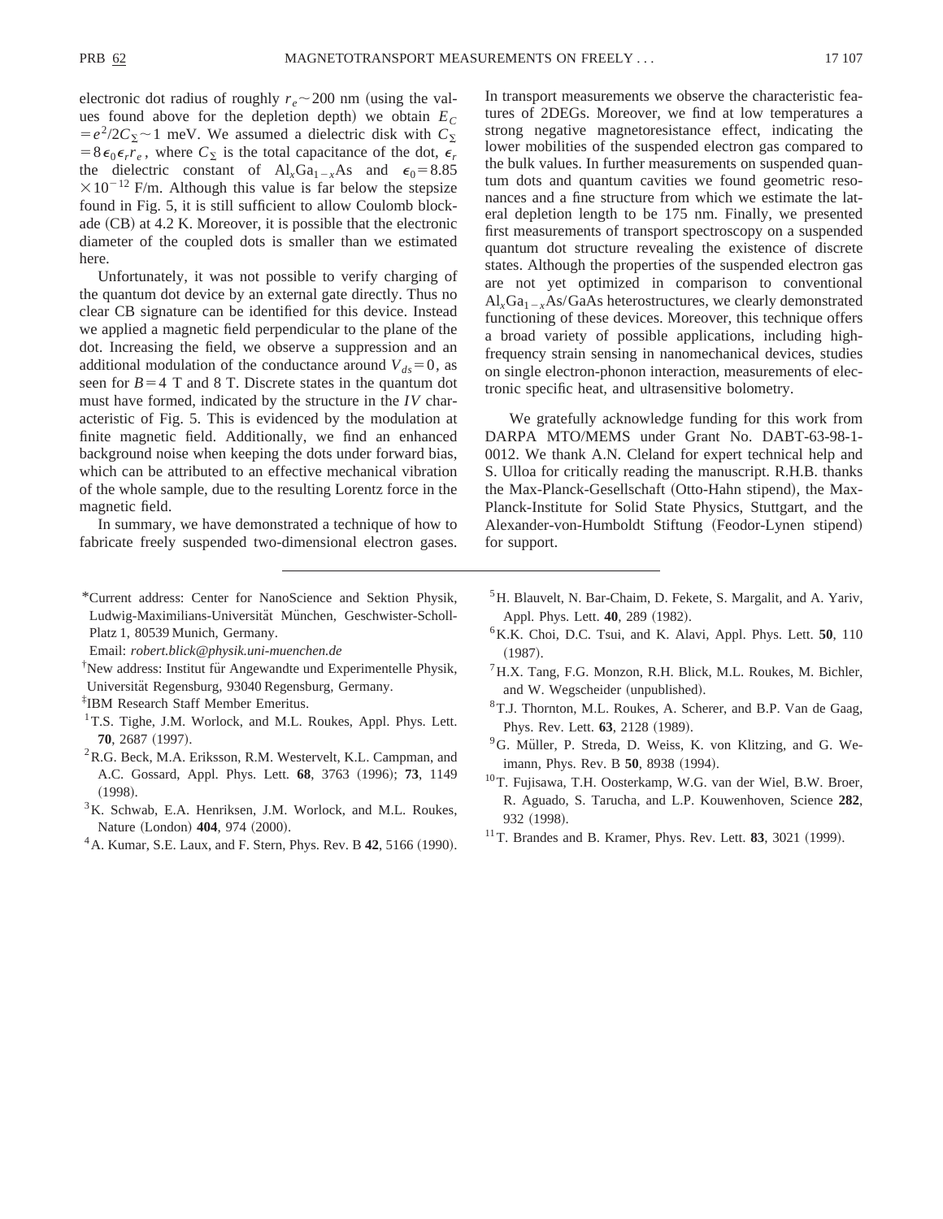electronic dot radius of roughly $r_e \sim 200$ nm (using the values found above for the depletion depth) we obtain $E_C = e^2/2C_\Sigma \sim 1$ meV. We assumed a dielectric disk with $C_\Sigma = 8\epsilon_0\epsilon_r r_e$, where $C_\Sigma$ is the total capacitance of the dot, $\epsilon_r$ the dielectric constant of $Al_xGa_{1-x}As$ and $\epsilon_0 = 8.85 \times 10^{-12}$ F/m. Although this value is far below the stepsize found in Fig. 5, it is still sufficient to allow Coulomb blockade (CB) at 4.2 K. Moreover, it is possible that the electronic diameter of the coupled dots is smaller than we estimated here.

Unfortunately, it was not possible to verify charging of the quantum dot device by an external gate directly. Thus no clear CB signature can be identified for this device. Instead we applied a magnetic field perpendicular to the plane of the dot. Increasing the field, we observe a suppression and an additional modulation of the conductance around $V_{ds}=0$, as seen for $B=4$ T and 8 T. Discrete states in the quantum dot must have formed, indicated by the structure in the *IV* characteristic of Fig. 5. This is evidenced by the modulation at finite magnetic field. Additionally, we find an enhanced background noise when keeping the dots under forward bias, which can be attributed to an effective mechanical vibration of the whole sample, due to the resulting Lorentz force in the magnetic field.

In summary, we have demonstrated a technique of how to fabricate freely suspended two-dimensional electron gases. In transport measurements we observe the characteristic features of 2DEGs. Moreover, we find at low temperatures a strong negative magnetoresistance effect, indicating the lower mobilities of the suspended electron gas compared to the bulk values. In further measurements on suspended quantum dots and quantum cavities we found geometric resonances and a fine structure from which we estimate the lateral depletion length to be 175 nm. Finally, we presented first measurements of transport spectroscopy on a suspended quantum dot structure revealing the existence of discrete states. Although the properties of the suspended electron gas are not yet optimized in comparison to conventional $Al_xGa_{1-x}As/GaAs$ heterostructures, we clearly demonstrated functioning of these devices. Moreover, this technique offers a broad variety of possible applications, including high-frequency strain sensing in nanomechanical devices, studies on single electron-phonon interaction, measurements of electronic specific heat, and ultrasensitive bolometry.

We gratefully acknowledge funding for this work from DARPA MTO/MEMS under Grant No. DABT-63-98-1-0012. We thank A.N. Cleland for expert technical help and S. Ulloa for critically reading the manuscript. R.H.B. thanks the Max-Planck-Gesellschaft (Otto-Hahn stipend), the Max-Planck-Institute for Solid State Physics, Stuttgart, and the Alexander-von-Humboldt Stiftung (Feodor-Lynen stipend) for support.

---

*Current address: Center for NanoScience and Sektion Physik, Ludwig-Maximilians-Universität München, Geschwister-Scholl-Platz 1, 80539 Munich, Germany.
Email: *robert.blick@physik.uni-muenchen.de*

†New address: Institut für Angewandte und Experimentelle Physik, Universität Regensburg, 93040 Regensburg, Germany.

‡IBM Research Staff Member Emeritus.

[1] T.S. Tighe, J.M. Worlock, and M.L. Roukes, Appl. Phys. Lett. **70**, 2687 (1997).

[2] R.G. Beck, M.A. Eriksson, R.M. Westervelt, K.L. Campman, and A.C. Gossard, Appl. Phys. Lett. **68**, 3763 (1996); **73**, 1149 (1998).

[3] K. Schwab, E.A. Henriksen, J.M. Worlock, and M.L. Roukes, Nature (London) **404**, 974 (2000).

[4] A. Kumar, S.E. Laux, and F. Stern, Phys. Rev. B **42**, 5166 (1990).

[5] H. Blauvelt, N. Bar-Chaim, D. Fekete, S. Margalit, and A. Yariv, Appl. Phys. Lett. **40**, 289 (1982).

[6] K.K. Choi, D.C. Tsui, and K. Alavi, Appl. Phys. Lett. **50**, 110 (1987).

[7] H.X. Tang, F.G. Monzon, R.H. Blick, M.L. Roukes, M. Bichler, and W. Wegscheider (unpublished).

[8] T.J. Thornton, M.L. Roukes, A. Scherer, and B.P. Van de Gaag, Phys. Rev. Lett. **63**, 2128 (1989).

[9] G. Müller, P. Streda, D. Weiss, K. von Klitzing, and G. Weimann, Phys. Rev. B **50**, 8938 (1994).

[10] T. Fujisawa, T.H. Oosterkamp, W.G. van der Wiel, B.W. Broer, R. Aguado, S. Tarucha, and L.P. Kouwenhoven, Science **282**, 932 (1998).

[11] T. Brandes and B. Kramer, Phys. Rev. Lett. **83**, 3021 (1999).